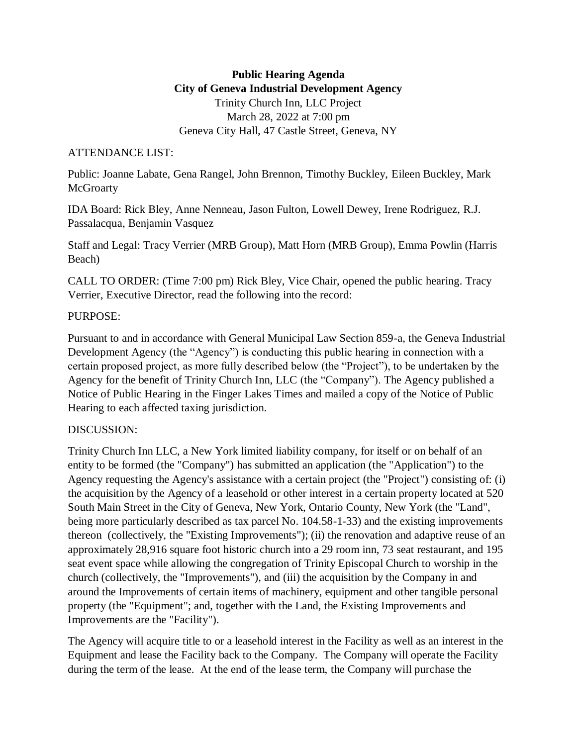# Public Hearing Agenda
## City of Geneva Industrial Development Agency

Trinity Church Inn, LLC Project
March 28, 2022 at 7:00 pm
Geneva City Hall, 47 Castle Street, Geneva, NY

ATTENDANCE LIST:

Public: Joanne Labate, Gena Rangel, John Brennon, Timothy Buckley, Eileen Buckley, Mark McGroarty

IDA Board: Rick Bley, Anne Nenneau, Jason Fulton, Lowell Dewey, Irene Rodriguez, R.J. Passalacqua, Benjamin Vasquez

Staff and Legal: Tracy Verrier (MRB Group), Matt Horn (MRB Group), Emma Powlin (Harris Beach)

CALL TO ORDER: (Time 7:00 pm) Rick Bley, Vice Chair, opened the public hearing. Tracy Verrier, Executive Director, read the following into the record:

PURPOSE:

Pursuant to and in accordance with General Municipal Law Section 859-a, the Geneva Industrial Development Agency (the "Agency") is conducting this public hearing in connection with a certain proposed project, as more fully described below (the "Project"), to be undertaken by the Agency for the benefit of Trinity Church Inn, LLC (the "Company"). The Agency published a Notice of Public Hearing in the Finger Lakes Times and mailed a copy of the Notice of Public Hearing to each affected taxing jurisdiction.

DISCUSSION:

Trinity Church Inn LLC, a New York limited liability company, for itself or on behalf of an entity to be formed (the "Company") has submitted an application (the "Application") to the Agency requesting the Agency's assistance with a certain project (the "Project") consisting of: (i) the acquisition by the Agency of a leasehold or other interest in a certain property located at 520 South Main Street in the City of Geneva, New York, Ontario County, New York (the "Land", being more particularly described as tax parcel No. 104.58-1-33) and the existing improvements thereon (collectively, the "Existing Improvements"); (ii) the renovation and adaptive reuse of an approximately 28,916 square foot historic church into a 29 room inn, 73 seat restaurant, and 195 seat event space while allowing the congregation of Trinity Episcopal Church to worship in the church (collectively, the "Improvements"), and (iii) the acquisition by the Company in and around the Improvements of certain items of machinery, equipment and other tangible personal property (the "Equipment"; and, together with the Land, the Existing Improvements and Improvements are the "Facility").

The Agency will acquire title to or a leasehold interest in the Facility as well as an interest in the Equipment and lease the Facility back to the Company. The Company will operate the Facility during the term of the lease. At the end of the lease term, the Company will purchase the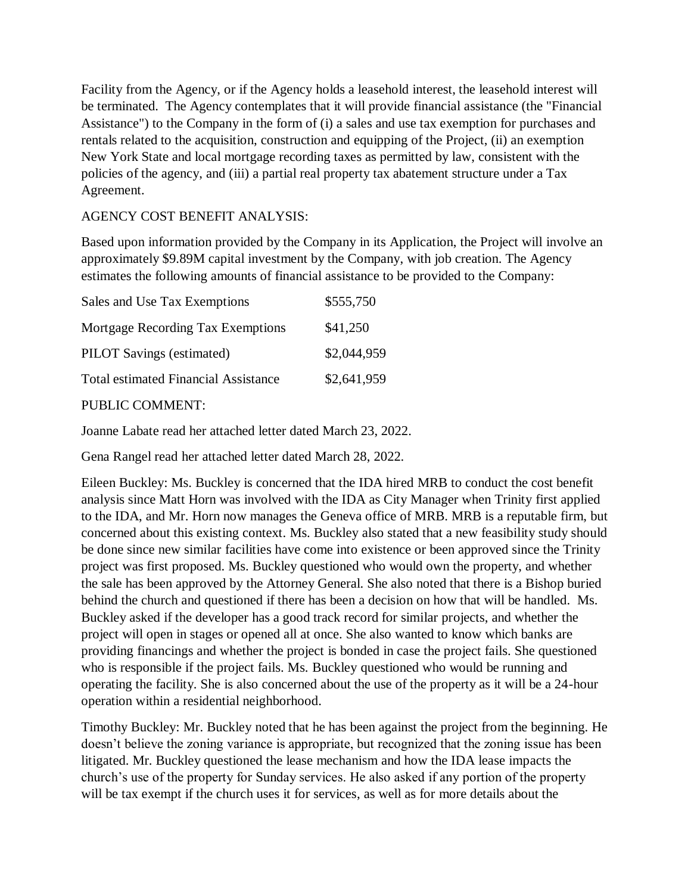Facility from the Agency, or if the Agency holds a leasehold interest, the leasehold interest will be terminated. The Agency contemplates that it will provide financial assistance (the "Financial Assistance") to the Company in the form of (i) a sales and use tax exemption for purchases and rentals related to the acquisition, construction and equipping of the Project, (ii) an exemption New York State and local mortgage recording taxes as permitted by law, consistent with the policies of the agency, and (iii) a partial real property tax abatement structure under a Tax Agreement.

AGENCY COST BENEFIT ANALYSIS:

Based upon information provided by the Company in its Application, the Project will involve an approximately $9.89M capital investment by the Company, with job creation. The Agency estimates the following amounts of financial assistance to be provided to the Company:

| | |
|---|---|
| Sales and Use Tax Exemptions | $555,750 |
| Mortgage Recording Tax Exemptions | $41,250 |
| PILOT Savings (estimated) | $2,044,959 |
| Total estimated Financial Assistance | $2,641,959 |

PUBLIC COMMENT:

Joanne Labate read her attached letter dated March 23, 2022.

Gena Rangel read her attached letter dated March 28, 2022.

Eileen Buckley: Ms. Buckley is concerned that the IDA hired MRB to conduct the cost benefit analysis since Matt Horn was involved with the IDA as City Manager when Trinity first applied to the IDA, and Mr. Horn now manages the Geneva office of MRB. MRB is a reputable firm, but concerned about this existing context. Ms. Buckley also stated that a new feasibility study should be done since new similar facilities have come into existence or been approved since the Trinity project was first proposed. Ms. Buckley questioned who would own the property, and whether the sale has been approved by the Attorney General. She also noted that there is a Bishop buried behind the church and questioned if there has been a decision on how that will be handled. Ms. Buckley asked if the developer has a good track record for similar projects, and whether the project will open in stages or opened all at once. She also wanted to know which banks are providing financings and whether the project is bonded in case the project fails. She questioned who is responsible if the project fails. Ms. Buckley questioned who would be running and operating the facility. She is also concerned about the use of the property as it will be a 24-hour operation within a residential neighborhood.

Timothy Buckley: Mr. Buckley noted that he has been against the project from the beginning. He doesn't believe the zoning variance is appropriate, but recognized that the zoning issue has been litigated. Mr. Buckley questioned the lease mechanism and how the IDA lease impacts the church's use of the property for Sunday services. He also asked if any portion of the property will be tax exempt if the church uses it for services, as well as for more details about the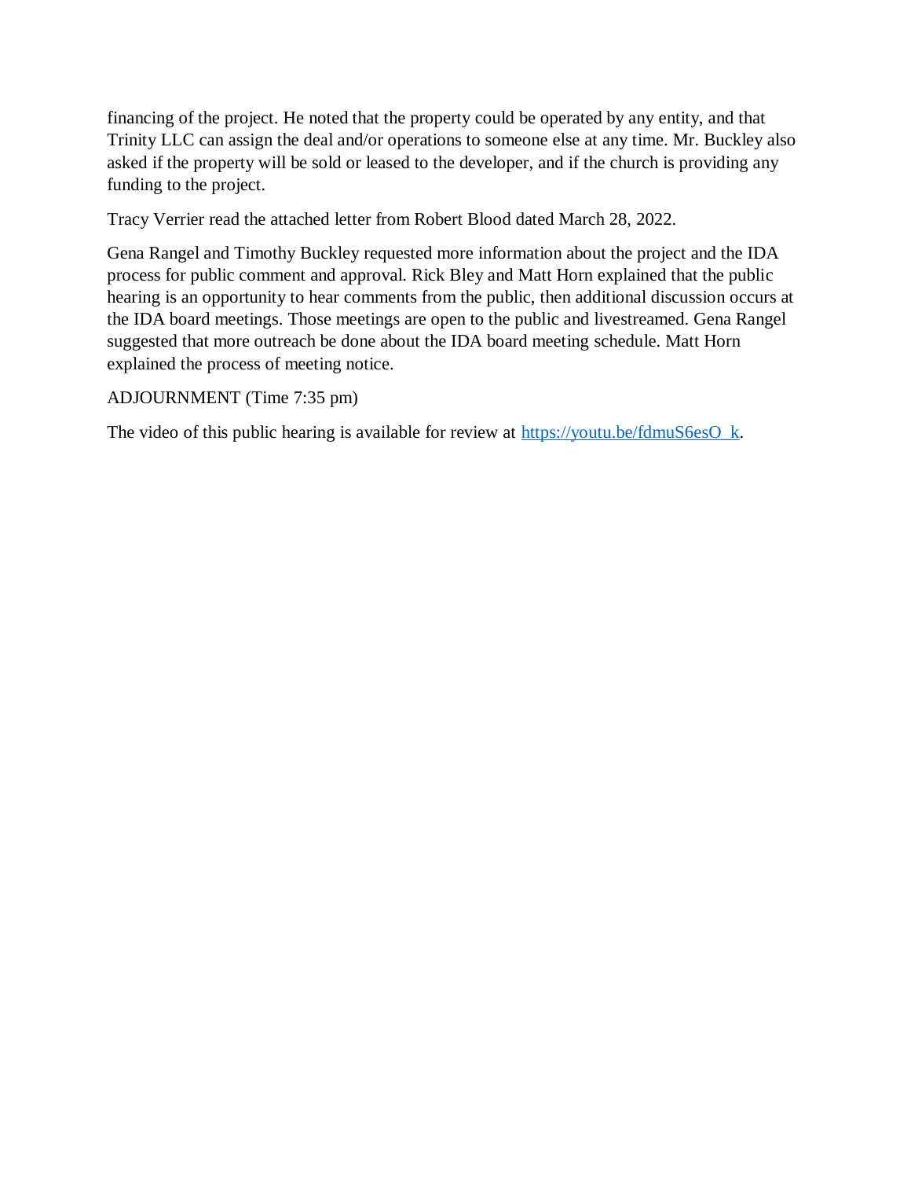financing of the project. He noted that the property could be operated by any entity, and that Trinity LLC can assign the deal and/or operations to someone else at any time. Mr. Buckley also asked if the property will be sold or leased to the developer, and if the church is providing any funding to the project.

Tracy Verrier read the attached letter from Robert Blood dated March 28, 2022.

Gena Rangel and Timothy Buckley requested more information about the project and the IDA process for public comment and approval. Rick Bley and Matt Horn explained that the public hearing is an opportunity to hear comments from the public, then additional discussion occurs at the IDA board meetings. Those meetings are open to the public and livestreamed. Gena Rangel suggested that more outreach be done about the IDA board meeting schedule. Matt Horn explained the process of meeting notice.

ADJOURNMENT (Time 7:35 pm)

The video of this public hearing is available for review at [https://youtu.be/fdmuS6esO_k](https://youtu.be/fdmuS6esO_k).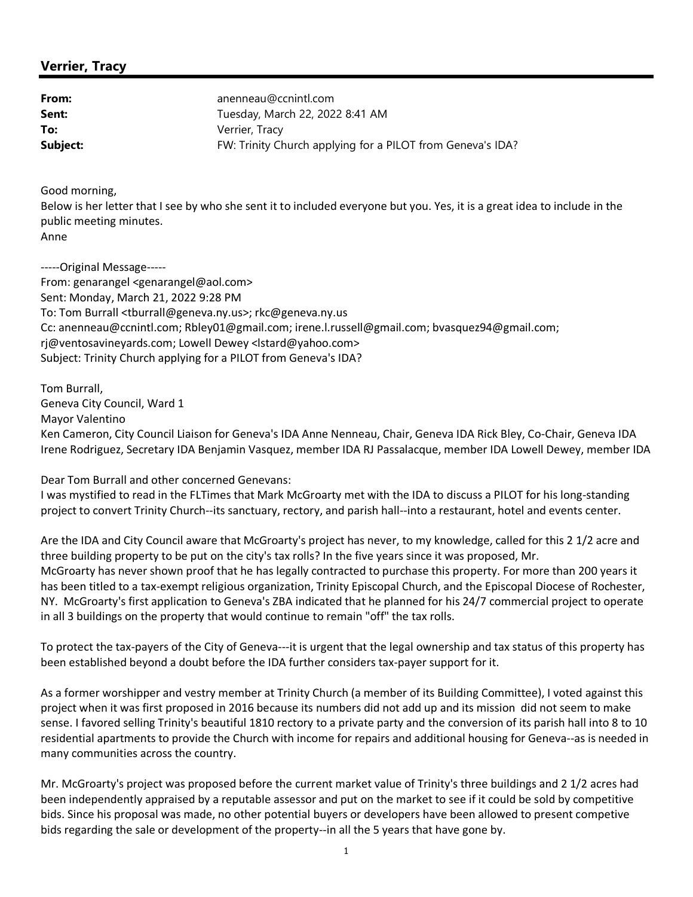## Verrier, Tracy

**From:** anenneau@ccnintl.com
**Sent:** Tuesday, March 22, 2022 8:41 AM
**To:** Verrier, Tracy
**Subject:** FW: Trinity Church applying for a PILOT from Geneva's IDA?

Good morning,
Below is her letter that I see by who she sent it to included everyone but you. Yes, it is a great idea to include in the public meeting minutes.
Anne

-----Original Message-----
From: genarangel <genarangel@aol.com>
Sent: Monday, March 21, 2022 9:28 PM
To: Tom Burrall <tburrall@geneva.ny.us>; rkc@geneva.ny.us
Cc: anenneau@ccnintl.com; Rbley01@gmail.com; irene.l.russell@gmail.com; bvasquez94@gmail.com; rj@ventosavineyards.com; Lowell Dewey <lstard@yahoo.com>
Subject: Trinity Church applying for a PILOT from Geneva's IDA?

Tom Burrall,
Geneva City Council, Ward 1
Mayor Valentino
Ken Cameron, City Council Liaison for Geneva's IDA Anne Nenneau, Chair, Geneva IDA Rick Bley, Co-Chair, Geneva IDA Irene Rodriguez, Secretary IDA Benjamin Vasquez, member IDA RJ Passalacque, member IDA Lowell Dewey, member IDA

Dear Tom Burrall and other concerned Genevans:
I was mystified to read in the FLTimes that Mark McGroarty met with the IDA to discuss a PILOT for his long-standing project to convert Trinity Church--its sanctuary, rectory, and parish hall--into a restaurant, hotel and events center.

Are the IDA and City Council aware that McGroarty's project has never, to my knowledge, called for this 2 1/2 acre and three building property to be put on the city's tax rolls? In the five years since it was proposed, Mr. McGroarty has never shown proof that he has legally contracted to purchase this property. For more than 200 years it has been titled to a tax-exempt religious organization, Trinity Episcopal Church, and the Episcopal Diocese of Rochester, NY. McGroarty's first application to Geneva's ZBA indicated that he planned for his 24/7 commercial project to operate in all 3 buildings on the property that would continue to remain "off" the tax rolls.

To protect the tax-payers of the City of Geneva---it is urgent that the legal ownership and tax status of this property has been established beyond a doubt before the IDA further considers tax-payer support for it.

As a former worshipper and vestry member at Trinity Church (a member of its Building Committee), I voted against this project when it was first proposed in 2016 because its numbers did not add up and its mission did not seem to make sense. I favored selling Trinity's beautiful 1810 rectory to a private party and the conversion of its parish hall into 8 to 10 residential apartments to provide the Church with income for repairs and additional housing for Geneva--as is needed in many communities across the country.

Mr. McGroarty's project was proposed before the current market value of Trinity's three buildings and 2 1/2 acres had been independently appraised by a reputable assessor and put on the market to see if it could be sold by competitive bids. Since his proposal was made, no other potential buyers or developers have been allowed to present competive bids regarding the sale or development of the property--in all the 5 years that have gone by.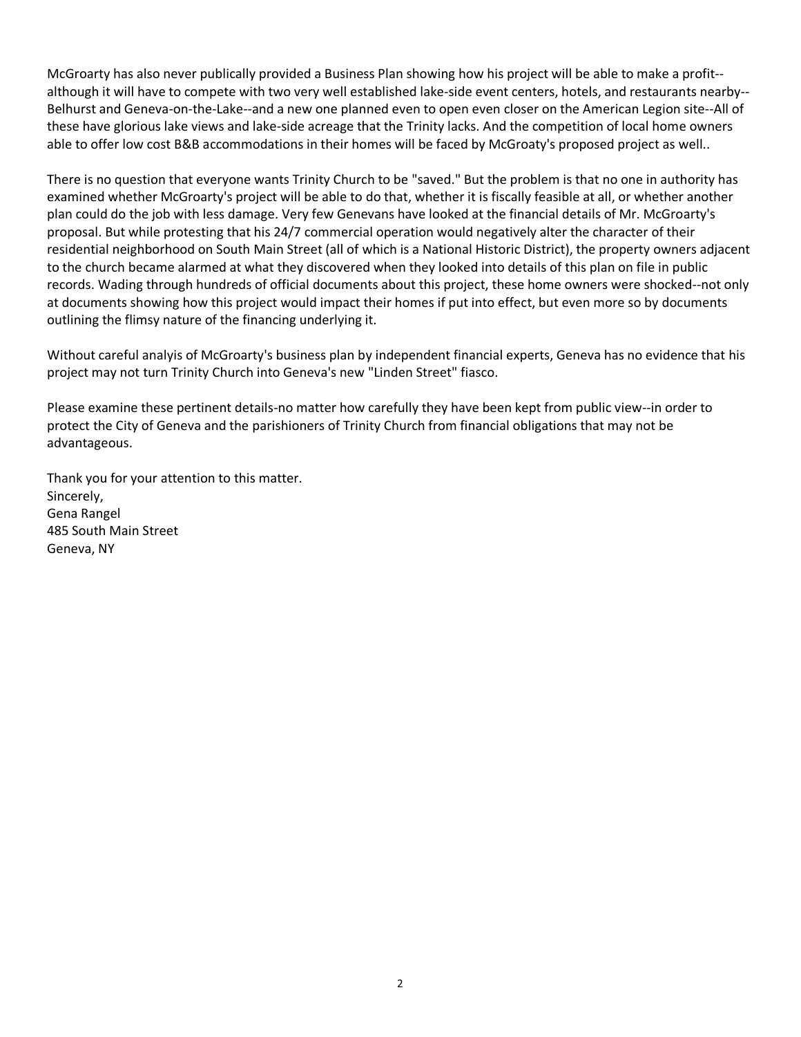McGroarty has also never publically provided a Business Plan showing how his project will be able to make a profit--although it will have to compete with two very well established lake-side event centers, hotels, and restaurants nearby--Belhurst and Geneva-on-the-Lake--and a new one planned even to open even closer on the American Legion site--All of these have glorious lake views and lake-side acreage that the Trinity lacks. And the competition of local home owners able to offer low cost B&B accommodations in their homes will be faced by McGroaty's proposed project as well..

There is no question that everyone wants Trinity Church to be "saved." But the problem is that no one in authority has examined whether McGroarty's project will be able to do that, whether it is fiscally feasible at all, or whether another plan could do the job with less damage. Very few Genevans have looked at the financial details of Mr. McGroarty's proposal. But while protesting that his 24/7 commercial operation would negatively alter the character of their residential neighborhood on South Main Street (all of which is a National Historic District), the property owners adjacent to the church became alarmed at what they discovered when they looked into details of this plan on file in public records. Wading through hundreds of official documents about this project, these home owners were shocked--not only at documents showing how this project would impact their homes if put into effect, but even more so by documents outlining the flimsy nature of the financing underlying it.

Without careful analyis of McGroarty's business plan by independent financial experts, Geneva has no evidence that his project may not turn Trinity Church into Geneva's new "Linden Street" fiasco.

Please examine these pertinent details-no matter how carefully they have been kept from public view--in order to protect the City of Geneva and the parishioners of Trinity Church from financial obligations that may not be advantageous.

Thank you for your attention to this matter.
Sincerely,
Gena Rangel
485 South Main Street
Geneva, NY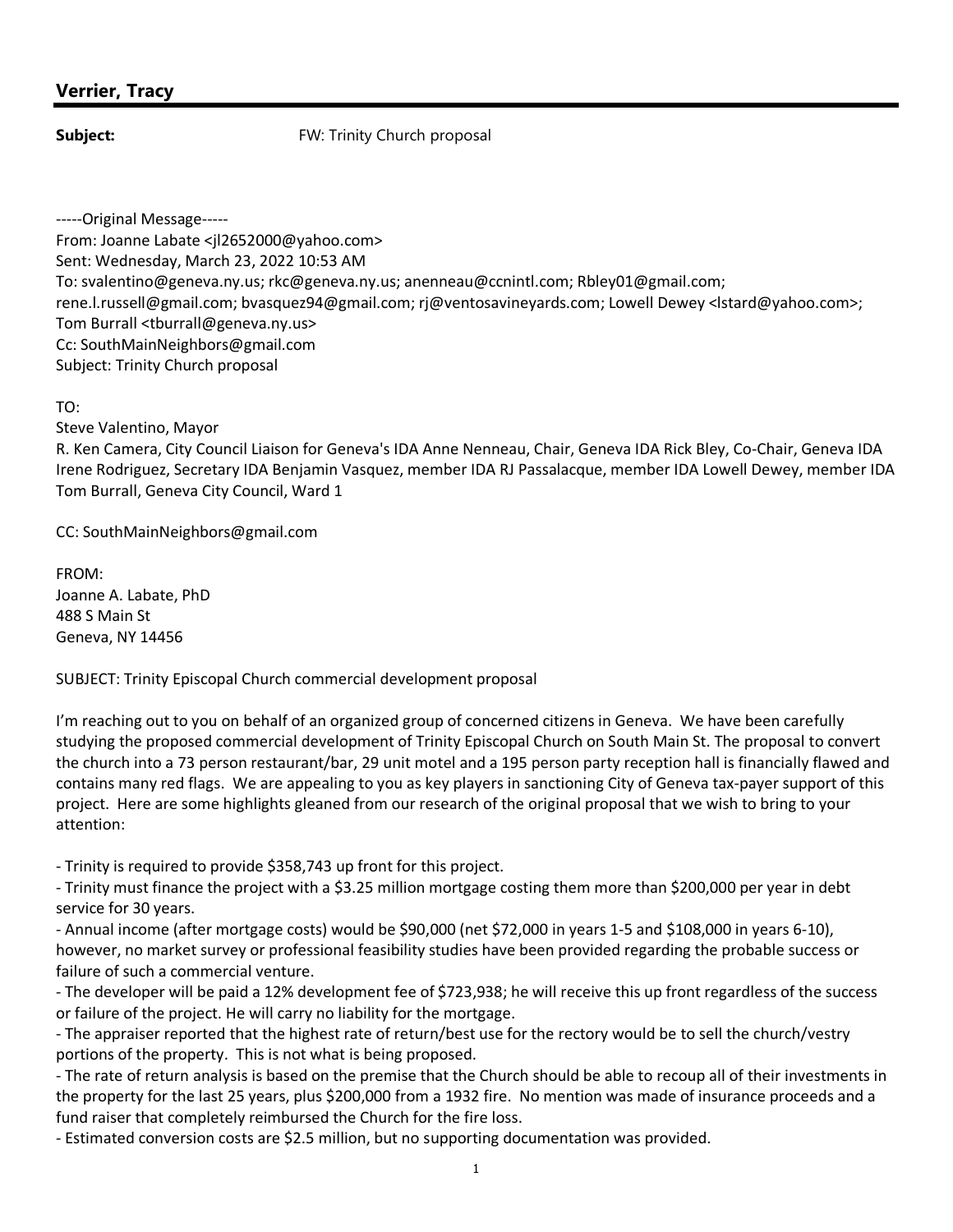## Verrier, Tracy

**Subject:** FW: Trinity Church proposal

-----Original Message-----
From: Joanne Labate <jl2652000@yahoo.com>
Sent: Wednesday, March 23, 2022 10:53 AM
To: svalentino@geneva.ny.us; rkc@geneva.ny.us; anenneau@ccnintl.com; Rbley01@gmail.com; rene.l.russell@gmail.com; bvasquez94@gmail.com; rj@ventosavineyards.com; Lowell Dewey <lstard@yahoo.com>; Tom Burrall <tburrall@geneva.ny.us>
Cc: SouthMainNeighbors@gmail.com
Subject: Trinity Church proposal

TO:
Steve Valentino, Mayor
R. Ken Camera, City Council Liaison for Geneva's IDA Anne Nenneau, Chair, Geneva IDA Rick Bley, Co-Chair, Geneva IDA Irene Rodriguez, Secretary IDA Benjamin Vasquez, member IDA RJ Passalacque, member IDA Lowell Dewey, member IDA Tom Burrall, Geneva City Council, Ward 1

CC: SouthMainNeighbors@gmail.com

FROM:
Joanne A. Labate, PhD
488 S Main St
Geneva, NY 14456

SUBJECT: Trinity Episcopal Church commercial development proposal

I'm reaching out to you on behalf of an organized group of concerned citizens in Geneva. We have been carefully studying the proposed commercial development of Trinity Episcopal Church on South Main St. The proposal to convert the church into a 73 person restaurant/bar, 29 unit motel and a 195 person party reception hall is financially flawed and contains many red flags. We are appealing to you as key players in sanctioning City of Geneva tax-payer support of this project. Here are some highlights gleaned from our research of the original proposal that we wish to bring to your attention:

- Trinity is required to provide $358,743 up front for this project.
- Trinity must finance the project with a $3.25 million mortgage costing them more than $200,000 per year in debt service for 30 years.
- Annual income (after mortgage costs) would be $90,000 (net $72,000 in years 1-5 and $108,000 in years 6-10), however, no market survey or professional feasibility studies have been provided regarding the probable success or failure of such a commercial venture.
- The developer will be paid a 12% development fee of $723,938; he will receive this up front regardless of the success or failure of the project. He will carry no liability for the mortgage.
- The appraiser reported that the highest rate of return/best use for the rectory would be to sell the church/vestry portions of the property. This is not what is being proposed.
- The rate of return analysis is based on the premise that the Church should be able to recoup all of their investments in the property for the last 25 years, plus $200,000 from a 1932 fire. No mention was made of insurance proceeds and a fund raiser that completely reimbursed the Church for the fire loss.
- Estimated conversion costs are $2.5 million, but no supporting documentation was provided.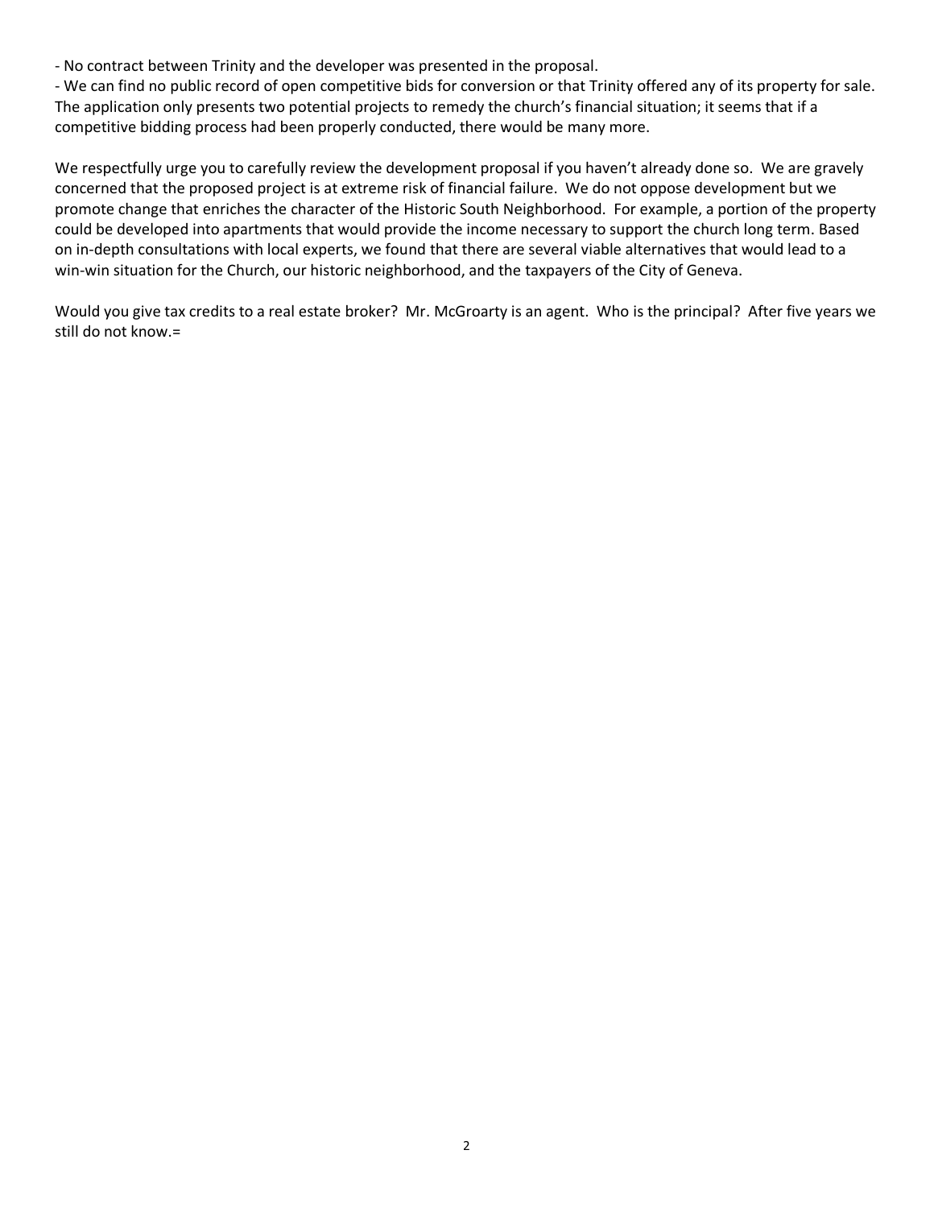- No contract between Trinity and the developer was presented in the proposal.
- We can find no public record of open competitive bids for conversion or that Trinity offered any of its property for sale. The application only presents two potential projects to remedy the church's financial situation; it seems that if a competitive bidding process had been properly conducted, there would be many more.

We respectfully urge you to carefully review the development proposal if you haven't already done so. We are gravely concerned that the proposed project is at extreme risk of financial failure. We do not oppose development but we promote change that enriches the character of the Historic South Neighborhood. For example, a portion of the property could be developed into apartments that would provide the income necessary to support the church long term. Based on in-depth consultations with local experts, we found that there are several viable alternatives that would lead to a win-win situation for the Church, our historic neighborhood, and the taxpayers of the City of Geneva.

Would you give tax credits to a real estate broker? Mr. McGroarty is an agent. Who is the principal? After five years we still do not know.=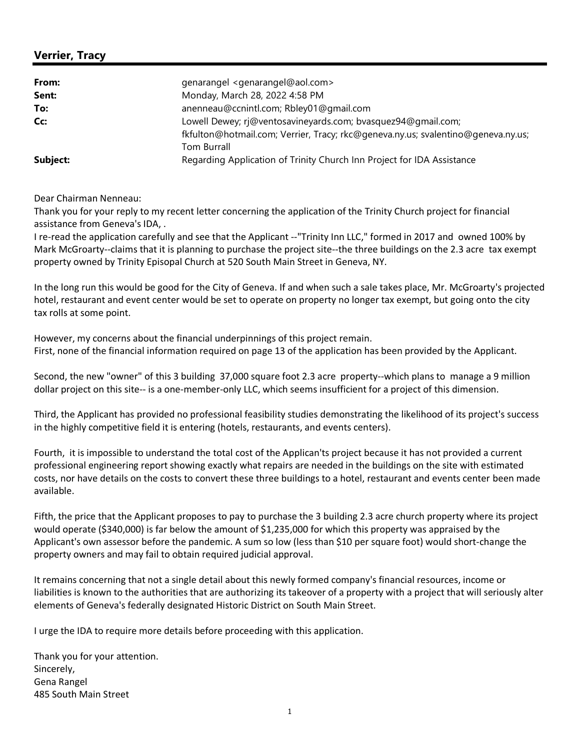## Verrier, Tracy

| | |
|---|---|
| **From:** | genarangel <genarangel@aol.com> |
| **Sent:** | Monday, March 28, 2022 4:58 PM |
| **To:** | anenneau@ccnintl.com; Rbley01@gmail.com |
| **Cc:** | Lowell Dewey; rj@ventosavineyards.com; bvasquez94@gmail.com; fkfulton@hotmail.com; Verrier, Tracy; rkc@geneva.ny.us; svalentino@geneva.ny.us; Tom Burrall |
| **Subject:** | Regarding Application of Trinity Church Inn Project for IDA Assistance |

Dear Chairman Nenneau:
Thank you for your reply to my recent letter concerning the application of the Trinity Church project for financial assistance from Geneva's IDA, .
I re-read the application carefully and see that the Applicant --"Trinity Inn LLC," formed in 2017 and owned 100% by Mark McGroarty--claims that it is planning to purchase the project site--the three buildings on the 2.3 acre tax exempt property owned by Trinity Episopal Church at 520 South Main Street in Geneva, NY.

In the long run this would be good for the City of Geneva. If and when such a sale takes place, Mr. McGroarty's projected hotel, restaurant and event center would be set to operate on property no longer tax exempt, but going onto the city tax rolls at some point.

However, my concerns about the financial underpinnings of this project remain.
First, none of the financial information required on page 13 of the application has been provided by the Applicant.

Second, the new "owner" of this 3 building 37,000 square foot 2.3 acre property--which plans to manage a 9 million dollar project on this site-- is a one-member-only LLC, which seems insufficient for a project of this dimension.

Third, the Applicant has provided no professional feasibility studies demonstrating the likelihood of its project's success in the highly competitive field it is entering (hotels, restaurants, and events centers).

Fourth, it is impossible to understand the total cost of the Applican'ts project because it has not provided a current professional engineering report showing exactly what repairs are needed in the buildings on the site with estimated costs, nor have details on the costs to convert these three buildings to a hotel, restaurant and events center been made available.

Fifth, the price that the Applicant proposes to pay to purchase the 3 building 2.3 acre church property where its project would operate ($340,000) is far below the amount of $1,235,000 for which this property was appraised by the Applicant's own assessor before the pandemic. A sum so low (less than $10 per square foot) would short-change the property owners and may fail to obtain required judicial approval.

It remains concerning that not a single detail about this newly formed company's financial resources, income or liabilities is known to the authorities that are authorizing its takeover of a property with a project that will seriously alter elements of Geneva's federally designated Historic District on South Main Street.

I urge the IDA to require more details before proceeding with this application.

Thank you for your attention.
Sincerely,
Gena Rangel
485 South Main Street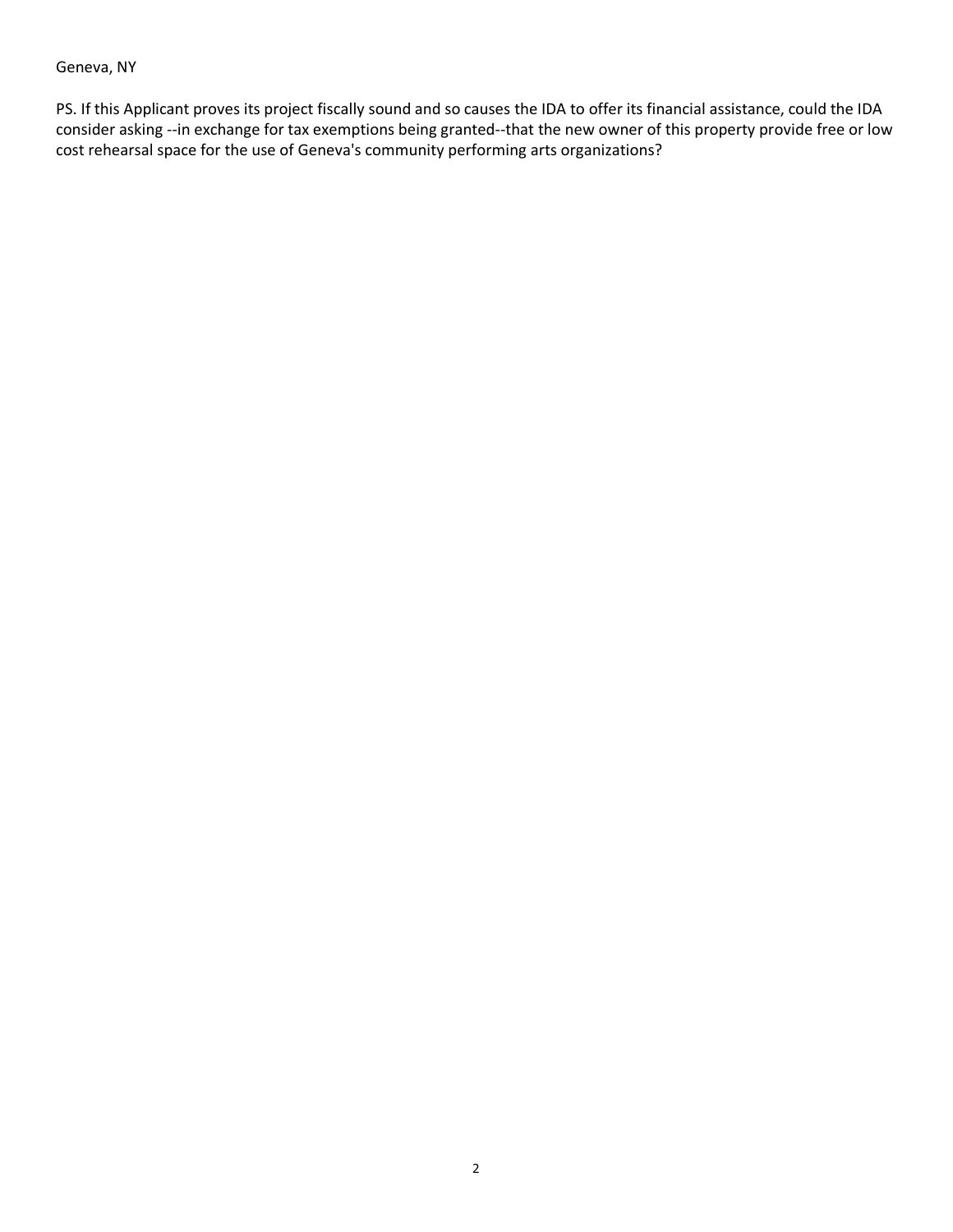Geneva, NY

PS. If this Applicant proves its project fiscally sound and so causes the IDA to offer its financial assistance, could the IDA consider asking --in exchange for tax exemptions being granted--that the new owner of this property provide free or low cost rehearsal space for the use of Geneva's community performing arts organizations?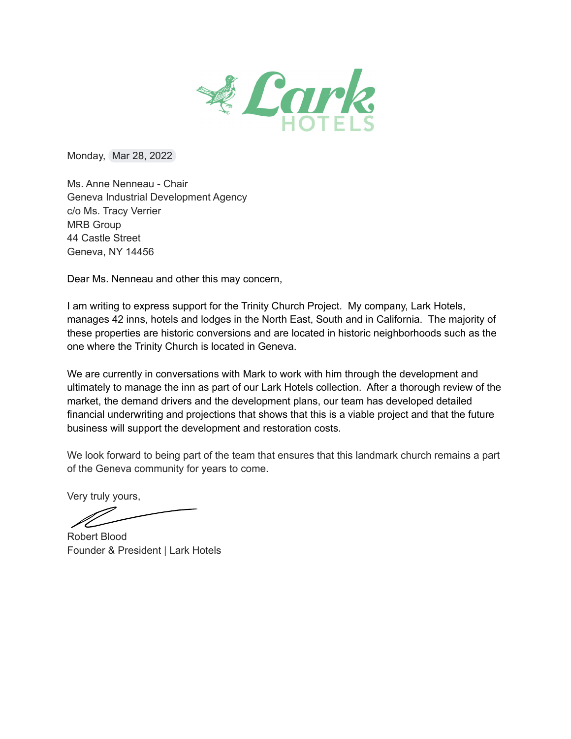Lark HOTELS

Monday, Mar 28, 2022

Ms. Anne Nenneau - Chair
Geneva Industrial Development Agency
c/o Ms. Tracy Verrier
MRB Group
44 Castle Street
Geneva, NY 14456

Dear Ms. Nenneau and other this may concern,

I am writing to express support for the Trinity Church Project. My company, Lark Hotels, manages 42 inns, hotels and lodges in the North East, South and in California. The majority of these properties are historic conversions and are located in historic neighborhoods such as the one where the Trinity Church is located in Geneva.

We are currently in conversations with Mark to work with him through the development and ultimately to manage the inn as part of our Lark Hotels collection. After a thorough review of the market, the demand drivers and the development plans, our team has developed detailed financial underwriting and projections that shows that this is a viable project and that the future business will support the development and restoration costs.

We look forward to being part of the team that ensures that this landmark church remains a part of the Geneva community for years to come.

Very truly yours,

Robert Blood
Founder & President | Lark Hotels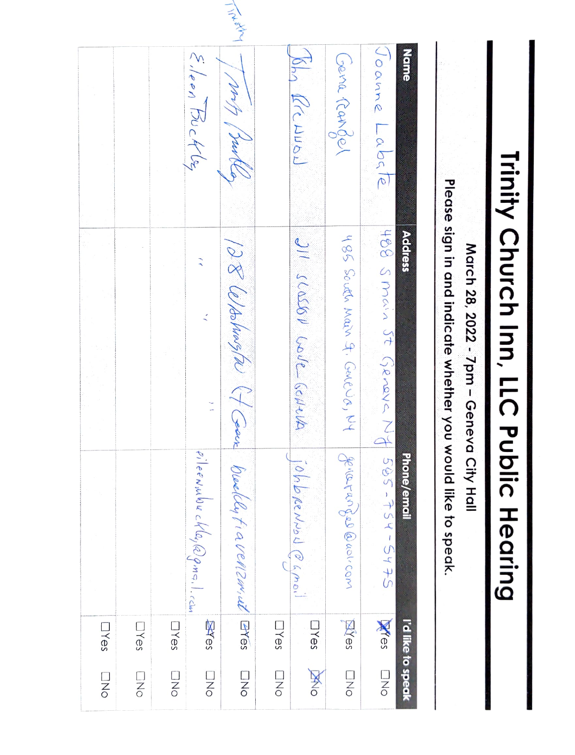# Trinity Church Inn, LLC Public Hearing

March 28, 2022 - 7pm – Geneva City Hall

Please sign in and indicate whether you would like to speak.

| Name | Address | Phone/email | I'd like to speak |
|---|---|---|---|
| Joanne Labate | 488 S Main St Geneva NY | 585-754-5475 | ☒Yes ☐No |
| Gena Rangel | 485 South Main St. Geneva, NY | genarangel@aol.com | ☒Yes ☐No |
| John Brennan | 211 Slasson Circle Geneva | johnbrennan@gmail | ☐Yes ☒No |
| Timothy Buckley | 128 Washington St Geneva | tbuckley@verizon.net | ☒Yes ☐No |
| Eileen Buckley | " " " | eileenwbuckley@gmail.com | ☒Yes ☐No |
| | | | ☐Yes ☐No |
| | | | ☐Yes ☐No |
| | | | ☐Yes ☐No |